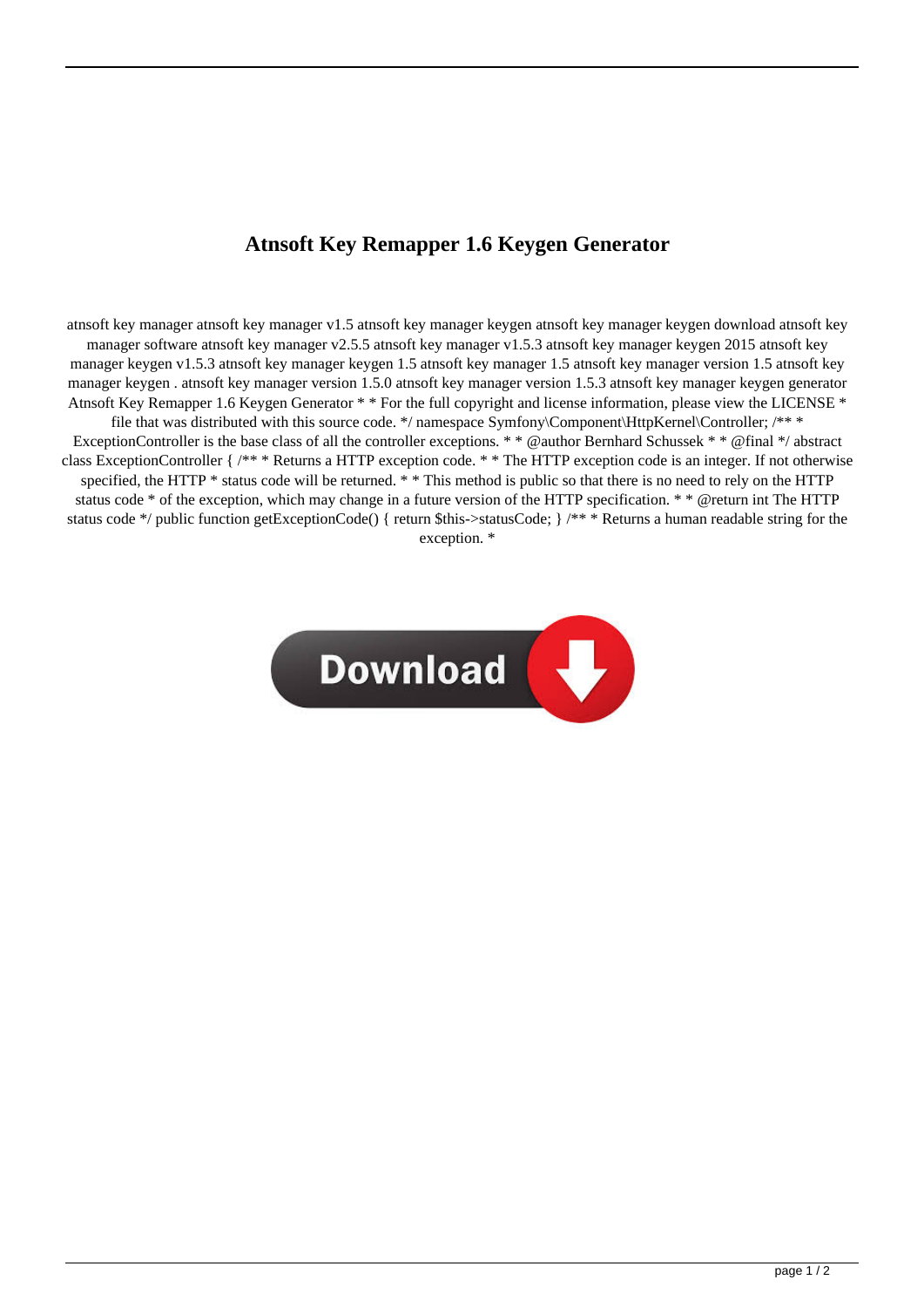# Atnsoft Key Remapper 1.6 Keygen Generator

atnsoft key manager atnsoft key manager v1.5 atnsoft key manager keygen atnsoft key manager keygen download atnsoft key manager software atnsoft key manager v2.5.5 atnsoft key manager v1.5.3 atnsoft key manager keygen 2015 atnsoft key manager keygen v1.5.3 atnsoft key manager keygen 1.5 atnsoft key manager 1.5 atnsoft key manager version 1.5 atnsoft key manager keygen . atnsoft key manager version 1.5.0 atnsoft key manager version 1.5.3 atnsoft key manager keygen generator Atnsoft Key Remapper 1.6 Keygen Generator * * For the full copyright and license information, please view the LICENSE * file that was distributed with this source code. */ namespace Symfony\Component\HttpKernel\Controller; /** * ExceptionController is the base class of all the controller exceptions. * * @author Bernhard Schussek * * @final */ abstract class ExceptionController { /** * Returns a HTTP exception code. * * The HTTP exception code is an integer. If not otherwise specified, the HTTP * status code will be returned. * * This method is public so that there is no need to rely on the HTTP status code * of the exception, which may change in a future version of the HTTP specification. * * @return int The HTTP status code */ public function getExceptionCode() { return $this->statusCode; } /** * Returns a human readable string for the exception. *

Download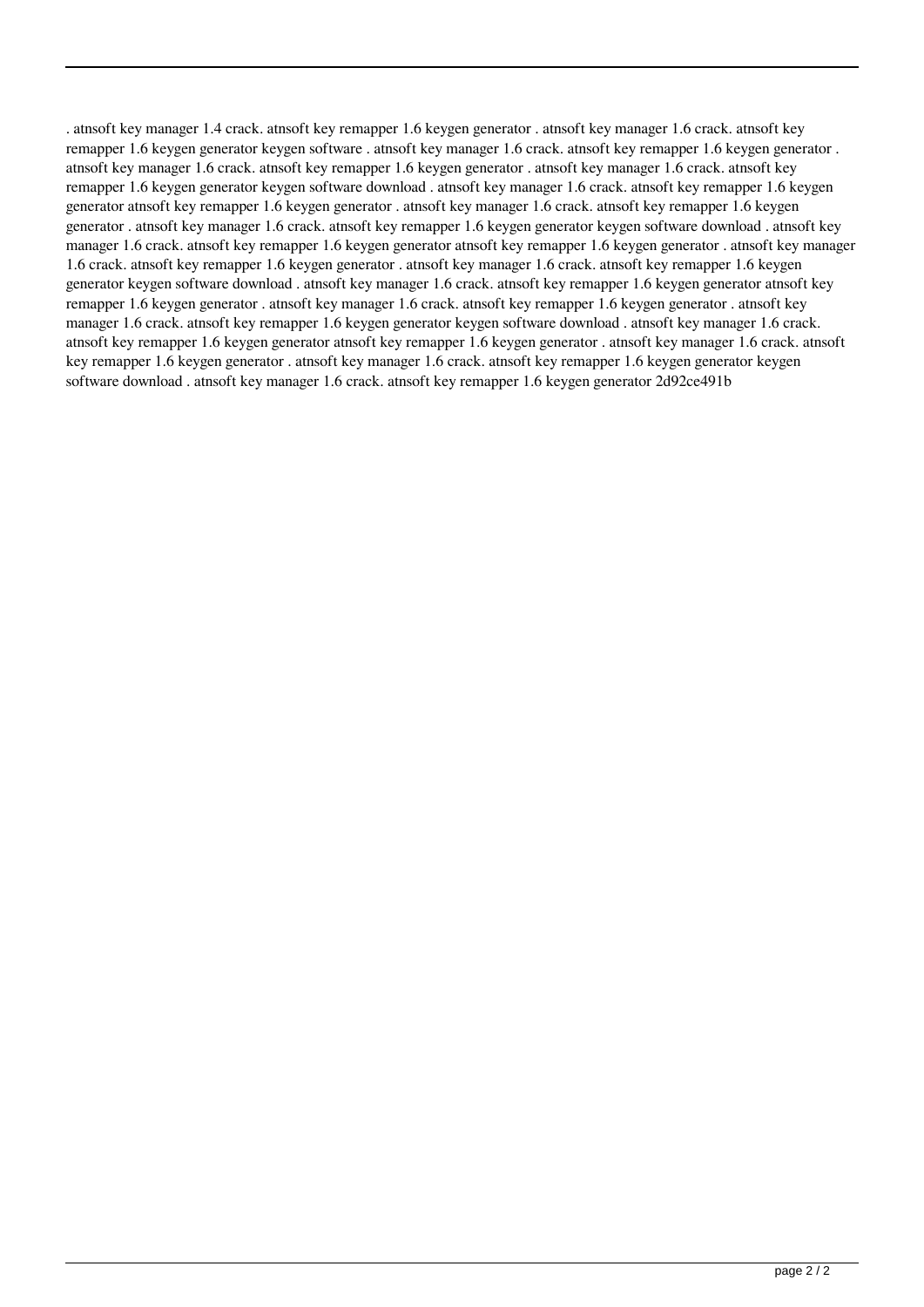. atnsoft key manager 1.4 crack. atnsoft key remapper 1.6 keygen generator . atnsoft key manager 1.6 crack. atnsoft key remapper 1.6 keygen generator keygen software . atnsoft key manager 1.6 crack. atnsoft key remapper 1.6 keygen generator . atnsoft key manager 1.6 crack. atnsoft key remapper 1.6 keygen generator . atnsoft key manager 1.6 crack. atnsoft key remapper 1.6 keygen generator keygen software download . atnsoft key manager 1.6 crack. atnsoft key remapper 1.6 keygen generator atnsoft key remapper 1.6 keygen generator . atnsoft key manager 1.6 crack. atnsoft key remapper 1.6 keygen generator . atnsoft key manager 1.6 crack. atnsoft key remapper 1.6 keygen generator keygen software download . atnsoft key manager 1.6 crack. atnsoft key remapper 1.6 keygen generator atnsoft key remapper 1.6 keygen generator . atnsoft key manager 1.6 crack. atnsoft key remapper 1.6 keygen generator . atnsoft key manager 1.6 crack. atnsoft key remapper 1.6 keygen generator keygen software download . atnsoft key manager 1.6 crack. atnsoft key remapper 1.6 keygen generator atnsoft key remapper 1.6 keygen generator . atnsoft key manager 1.6 crack. atnsoft key remapper 1.6 keygen generator . atnsoft key manager 1.6 crack. atnsoft key remapper 1.6 keygen generator keygen software download . atnsoft key manager 1.6 crack. atnsoft key remapper 1.6 keygen generator atnsoft key remapper 1.6 keygen generator . atnsoft key manager 1.6 crack. atnsoft key remapper 1.6 keygen generator . atnsoft key manager 1.6 crack. atnsoft key remapper 1.6 keygen generator keygen software download . atnsoft key manager 1.6 crack. atnsoft key remapper 1.6 keygen generator 2d92ce491b